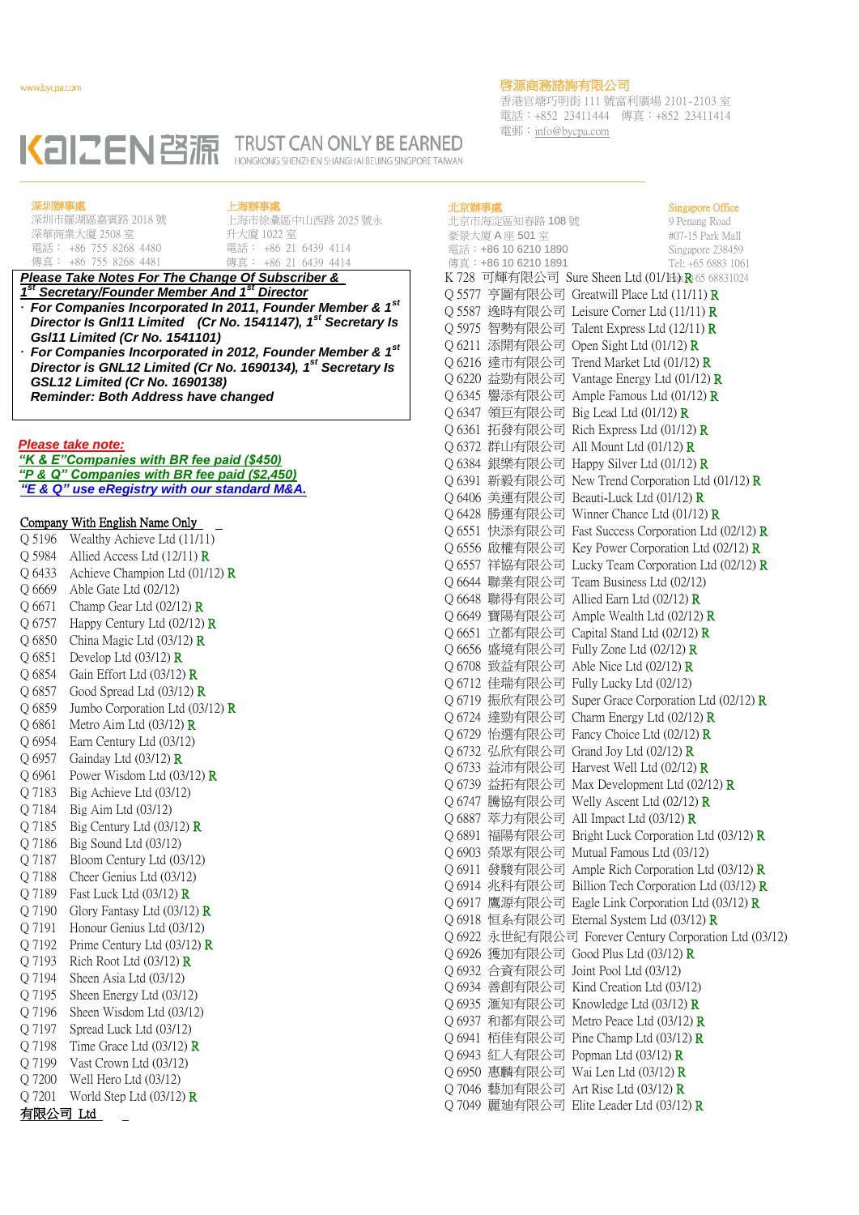www.bycpa.com

**啓源商務諮詢有限公司**
香港官塘巧明街 111 號富利廣場 2101-2103 室
電話：+852 23411444　傳真：+852 23411414
電郵：info@bycpa.com

KAIZEN 啓源 TRUST CAN ONLY BE EARNED
HONGKONG SHENZHEN SHANGHAI BEIJING SINGPORE TAIWAN

**深圳辦事處**
深圳市羅湖區嘉賓路 2018 號
深華商業大廈 2508 室
電話：+86 755 8268 4480
傳真：+86 755 8268 4481

**上海辦事處**
上海市徐彙區中山西路 2025 號永
升大廈 1022 室
電話：+86 21 6439 4114
傳真：+86 21 6439 4414

**北京辦事處**
北京市海淀區知春路 108 號
豪景大廈 A 座 501 室
電話：+86 10 6210 1890
傳真：+86 10 6210 1891

**Singapore Office**
9 Penang Road
#07-15 Park Mall
Singapore 238459
Tel: +65 6883 1061
Fax: +65 68831024

***Please Take Notes For The Change Of Subscriber & 1st Secretary/Founder Member And 1st Director***

- ***For Companies Incorporated In 2011, Founder Member & 1st Director Is Gnl11 Limited (Cr No. 1541147), 1st Secretary Is Gsl11 Limited (Cr No. 1541101)***
- ***For Companies Incorporated in 2012, Founder Member & 1st Director is GNL12 Limited (Cr No. 1690134), 1st Secretary Is GSL12 Limited (Cr No. 1690138)***

***Reminder: Both Address have changed***

***Please take note:***
***"K & E"Companies with BR fee paid ($450)***
***"P & Q" Companies with BR fee paid ($2,450)***
***"E & Q" use eRegistry with our standard M&A.***

**Company With English Name Only**

Q 5196 Wealthy Achieve Ltd (11/11)
Q 5984 Allied Access Ltd (12/11) R
Q 6433 Achieve Champion Ltd (01/12) R
Q 6669 Able Gate Ltd (02/12)
Q 6671 Champ Gear Ltd (02/12) R
Q 6757 Happy Century Ltd (02/12) R
Q 6850 China Magic Ltd (03/12) R
Q 6851 Develop Ltd (03/12) R
Q 6854 Gain Effort Ltd (03/12) R
Q 6857 Good Spread Ltd (03/12) R
Q 6859 Jumbo Corporation Ltd (03/12) R
Q 6861 Metro Aim Ltd (03/12) R
Q 6954 Earn Century Ltd (03/12)
Q 6957 Gainday Ltd (03/12) R
Q 6961 Power Wisdom Ltd (03/12) R
Q 7183 Big Achieve Ltd (03/12)
Q 7184 Big Aim Ltd (03/12)
Q 7185 Big Century Ltd (03/12) R
Q 7186 Big Sound Ltd (03/12)
Q 7187 Bloom Century Ltd (03/12)
Q 7188 Cheer Genius Ltd (03/12)
Q 7189 Fast Luck Ltd (03/12) R
Q 7190 Glory Fantasy Ltd (03/12) R
Q 7191 Honour Genius Ltd (03/12)
Q 7192 Prime Century Ltd (03/12) R
Q 7193 Rich Root Ltd (03/12) R
Q 7194 Sheen Asia Ltd (03/12)
Q 7195 Sheen Energy Ltd (03/12)
Q 7196 Sheen Wisdom Ltd (03/12)
Q 7197 Spread Luck Ltd (03/12)
Q 7198 Time Grace Ltd (03/12) R
Q 7199 Vast Crown Ltd (03/12)
Q 7200 Well Hero Ltd (03/12)
Q 7201 World Step Ltd (03/12) R

**有限公司 Ltd**

K 728 可輝有限公司 Sure Sheen Ltd (01/11) R
Q 5577 亨圖有限公司 Greatwill Place Ltd (11/11) R
Q 5587 逸時有限公司 Leisure Corner Ltd (11/11) R
Q 5975 智勢有限公司 Talent Express Ltd (12/11) R
Q 6211 添開有限公司 Open Sight Ltd (01/12) R
Q 6216 達市有限公司 Trend Market Ltd (01/12) R
Q 6220 益勁有限公司 Vantage Energy Ltd (01/12) R
Q 6345 譽添有限公司 Ample Famous Ltd (01/12) R
Q 6347 領巨有限公司 Big Lead Ltd (01/12) R
Q 6361 拓發有限公司 Rich Express Ltd (01/12) R
Q 6372 群山有限公司 All Mount Ltd (01/12) R
Q 6384 銀樂有限公司 Happy Silver Ltd (01/12) R
Q 6391 新毅有限公司 New Trend Corporation Ltd (01/12) R
Q 6406 美運有限公司 Beauti-Luck Ltd (01/12) R
Q 6428 勝運有限公司 Winner Chance Ltd (01/12) R
Q 6551 快添有限公司 Fast Success Corporation Ltd (02/12) R
Q 6556 啟權有限公司 Key Power Corporation Ltd (02/12) R
Q 6557 祥協有限公司 Lucky Team Corporation Ltd (02/12) R
Q 6644 聯業有限公司 Team Business Ltd (02/12)
Q 6648 聯得有限公司 Allied Earn Ltd (02/12) R
Q 6649 寶陽有限公司 Ample Wealth Ltd (02/12) R
Q 6651 立都有限公司 Capital Stand Ltd (02/12) R
Q 6656 盛境有限公司 Fully Zone Ltd (02/12) R
Q 6708 致益有限公司 Able Nice Ltd (02/12) R
Q 6712 佳瑞有限公司 Fully Lucky Ltd (02/12)
Q 6719 振欣有限公司 Super Grace Corporation Ltd (02/12) R
Q 6724 達勁有限公司 Charm Energy Ltd (02/12) R
Q 6729 怡選有限公司 Fancy Choice Ltd (02/12) R
Q 6732 弘欣有限公司 Grand Joy Ltd (02/12) R
Q 6733 益沛有限公司 Harvest Well Ltd (02/12) R
Q 6739 益拓有限公司 Max Development Ltd (02/12) R
Q 6747 騰協有限公司 Welly Ascent Ltd (02/12) R
Q 6887 萃力有限公司 All Impact Ltd (03/12) R
Q 6891 福陽有限公司 Bright Luck Corporation Ltd (03/12) R
Q 6903 榮眾有限公司 Mutual Famous Ltd (03/12)
Q 6911 發駿有限公司 Ample Rich Corporation Ltd (03/12) R
Q 6914 兆科有限公司 Billion Tech Corporation Ltd (03/12) R
Q 6917 鷹源有限公司 Eagle Link Corporation Ltd (03/12) R
Q 6918 恒系有限公司 Eternal System Ltd (03/12) R
Q 6922 永世紀有限公司 Forever Century Corporation Ltd (03/12)
Q 6926 獲加有限公司 Good Plus Ltd (03/12) R
Q 6932 合資有限公司 Joint Pool Ltd (03/12)
Q 6934 善創有限公司 Kind Creation Ltd (03/12)
Q 6935 滙知有限公司 Knowledge Ltd (03/12) R
Q 6937 和都有限公司 Metro Peace Ltd (03/12) R
Q 6941 栢佳有限公司 Pine Champ Ltd (03/12) R
Q 6943 紅人有限公司 Popman Ltd (03/12) R
Q 6950 惠麟有限公司 Wai Len Ltd (03/12) R
Q 7046 藝加有限公司 Art Rise Ltd (03/12) R
Q 7049 麗廸有限公司 Elite Leader Ltd (03/12) R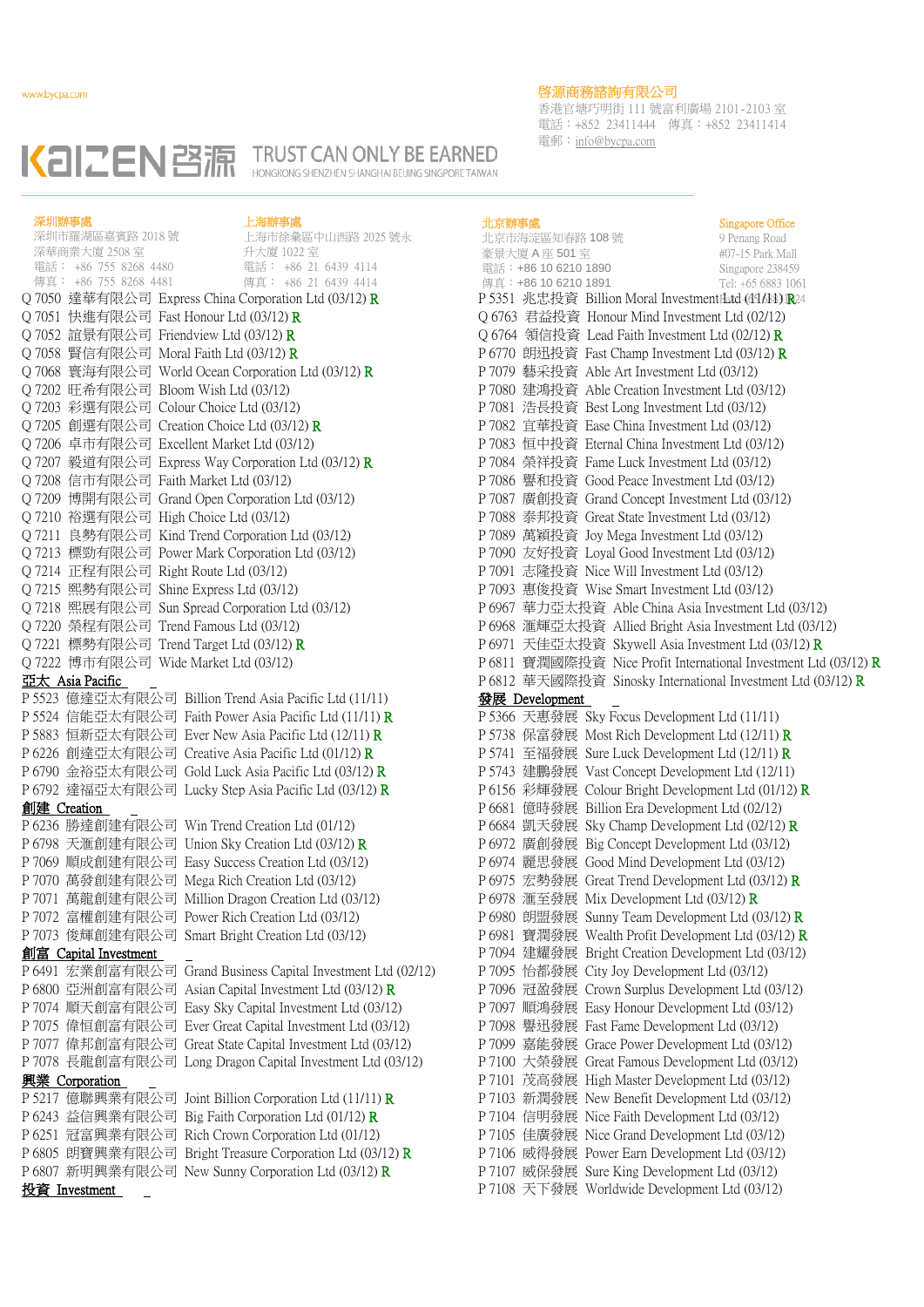www.bycpa.com

啓源商務諮詢有限公司
香港官塘巧明街 111 號富利廣場 2101-2103 室
電話：+852 23411444 傳真：+852 23411414
電郵：info@bycpa.com

KAIZEN 启源 TRUST CAN ONLY BE EARNED
HONGKONG SHENZHEN SHANGHAI BEIJING SINGPORE TAIWAN

深圳辦事處
深圳市羅湖區嘉賓路 2018 號
深華商業大廈 2508 室
電話： +86 755 8268 4480
傳真： +86 755 8268 4481

上海辦事處
上海市徐彙區中山西路 2025 號永
升大廈 1022 室
電話： +86 21 6439 4114
傳真： +86 21 6439 4434

北京辦事處
北京市海淀區知春路 108 號
豪景大廈 A 座 501 室
電話：+86 10 6210 1890
傳真：+86 10 6210 1891

Singapore Office
9 Penang Road
#07-15 Park Mall
Singapore 238459
Tel: +65 6883 1061

Q 7050 達華有限公司 Express China Corporation Ltd (03/12) R
Q 7051 快進有限公司 Fast Honour Ltd (03/12) R
Q 7052 誼景有限公司 Friendview Ltd (03/12) R
Q 7058 賢信有限公司 Moral Faith Ltd (03/12) R
Q 7068 寰海有限公司 World Ocean Corporation Ltd (03/12) R
Q 7202 旺希有限公司 Bloom Wish Ltd (03/12)
Q 7203 彩選有限公司 Colour Choice Ltd (03/12)
Q 7205 創選有限公司 Creation Choice Ltd (03/12) R
Q 7206 卓市有限公司 Excellent Market Ltd (03/12)
Q 7207 毅道有限公司 Express Way Corporation Ltd (03/12) R
Q 7208 信市有限公司 Faith Market Ltd (03/12)
Q 7209 博開有限公司 Grand Open Corporation Ltd (03/12)
Q 7210 裕選有限公司 High Choice Ltd (03/12)
Q 7211 良勢有限公司 Kind Trend Corporation Ltd (03/12)
Q 7213 標勁有限公司 Power Mark Corporation Ltd (03/12)
Q 7214 正程有限公司 Right Route Ltd (03/12)
Q 7215 熙勢有限公司 Shine Express Ltd (03/12)
Q 7218 熙展有限公司 Sun Spread Corporation Ltd (03/12)
Q 7220 榮程有限公司 Trend Famous Ltd (03/12)
Q 7221 標勢有限公司 Trend Target Ltd (03/12) R
Q 7222 博市有限公司 Wide Market Ltd (03/12)

**亞太 Asia Pacific**

P 5523 億達亞太有限公司 Billion Trend Asia Pacific Ltd (11/11)
P 5524 信能亞太有限公司 Faith Power Asia Pacific Ltd (11/11) R
P 5883 恒新亞太有限公司 Ever New Asia Pacific Ltd (12/11) R
P 6226 創達亞太有限公司 Creative Asia Pacific Ltd (01/12) R
P 6790 金裕亞太有限公司 Gold Luck Asia Pacific Ltd (03/12) R
P 6792 達福亞太有限公司 Lucky Step Asia Pacific Ltd (03/12) R

**創建 Creation**

P 6236 勝達創建有限公司 Win Trend Creation Ltd (01/12)
P 6798 天滙創建有限公司 Union Sky Creation Ltd (03/12) R
P 7069 順成創建有限公司 Easy Success Creation Ltd (03/12)
P 7070 萬發創建有限公司 Mega Rich Creation Ltd (03/12)
P 7071 萬龍創建有限公司 Million Dragon Creation Ltd (03/12)
P 7072 富權創建有限公司 Power Rich Creation Ltd (03/12)
P 7073 俊耀創建有限公司 Smart Bright Creation Ltd (03/12)

**創富 Capital Investment**

P 6491 宏業創富有限公司 Grand Business Capital Investment Ltd (02/12)
P 6800 亞洲創富有限公司 Asian Capital Investment Ltd (03/12) R
P 7074 順天創富有限公司 Easy Sky Capital Investment Ltd (03/12)
P 7075 偉恒創富有限公司 Ever Great Capital Investment Ltd (03/12)
P 7077 偉邦創富有限公司 Great State Capital Investment Ltd (03/12)
P 7078 長龍創富有限公司 Long Dragon Capital Investment Ltd (03/12)

**興業 Corporation**

P 5217 億聯興業有限公司 Joint Billion Corporation Ltd (11/11) R
P 6243 益信興業有限公司 Big Faith Corporation Ltd (01/12) R
P 6251 冠富興業有限公司 Rich Crown Corporation Ltd (01/12)
P 6805 朗寶興業有限公司 Bright Treasure Corporation Ltd (03/12) R
P 6807 新明興業有限公司 New Sunny Corporation Ltd (03/12) R

**投資 Investment**

P 5351 兆忠投資 Billion Moral Investment Ltd (11/11) R
Q 6763 君益投資 Honour Mind Investment Ltd (02/12)
Q 6764 領信投資 Lead Faith Investment Ltd (02/12) R
P 6770 朗迅投資 Fast Champ Investment Ltd (03/12) R
P 7079 藝采投資 Able Art Investment Ltd (03/12)
P 7080 建鴻投資 Able Creation Investment Ltd (03/12)
P 7081 浩長投資 Best Long Investment Ltd (03/12)
P 7082 宜華投資 Ease China Investment Ltd (03/12)
P 7083 恒中投資 Eternal China Investment Ltd (03/12)
P 7084 榮祥投資 Fame Luck Investment Ltd (03/12)
P 7086 譽和投資 Good Peace Investment Ltd (03/12)
P 7087 廣創投資 Grand Concept Investment Ltd (03/12)
P 7088 泰邦投資 Great State Investment Ltd (03/12)
P 7089 萬穎投資 Joy Mega Investment Ltd (03/12)
P 7090 友好投資 Loyal Good Investment Ltd (03/12)
P 7091 志隆投資 Nice Will Investment Ltd (03/12)
P 7093 惠俊投資 Wise Smart Investment Ltd (03/12)
P 6967 華力亞太投資 Able China Asia Investment Ltd (03/12)
P 6968 滙輝亞太投資 Allied Bright Asia Investment Ltd (03/12)
P 6971 天佳亞太投資 Skywell Asia Investment Ltd (03/12) R
P 6811 寶潤國際投資 Nice Profit International Investment Ltd (03/12) R
P 6812 華天國際投資 Sinosky International Investment Ltd (03/12) R

**發展 Development**

P 5366 天惠發展 Sky Focus Development Ltd (11/11)
P 5738 保富發展 Most Rich Development Ltd (12/11) R
P 5741 至福發展 Sure Luck Development Ltd (12/11) R
P 5743 建鵬發展 Vast Concept Development Ltd (12/11)
P 6156 彩輝發展 Colour Bright Development Ltd (01/12) R
P 6681 億時發展 Billion Era Development Ltd (02/12)
P 6684 凱天發展 Sky Champ Development Ltd (02/12) R
P 6972 廣創發展 Big Concept Development Ltd (03/12)
P 6974 麗思發展 Good Mind Development Ltd (03/12)
P 6975 宏勢發展 Great Trend Development Ltd (03/12) R
P 6978 滙至發展 Mix Development Ltd (03/12) R
P 6980 朗盟發展 Sunny Team Development Ltd (03/12) R
P 6981 寶潤發展 Wealth Profit Development Ltd (03/12) R
P 7094 建耀發展 Bright Creation Development Ltd (03/12)
P 7095 怡都發展 City Joy Development Ltd (03/12)
P 7096 冠盈發展 Crown Surplus Development Ltd (03/12)
P 7097 順鴻發展 Easy Honour Development Ltd (03/12)
P 7098 譽迅發展 Fast Fame Development Ltd (03/12)
P 7099 嘉能發展 Grace Power Development Ltd (03/12)
P 7100 大榮發展 Great Famous Development Ltd (03/12)
P 7101 茂高發展 High Master Development Ltd (03/12)
P 7103 新潤發展 New Benefit Development Ltd (03/12)
P 7104 信明發展 Nice Faith Development Ltd (03/12)
P 7105 佳廣發展 Nice Grand Development Ltd (03/12)
P 7106 威得發展 Power Earn Development Ltd (03/12)
P 7107 威保發展 Sure King Development Ltd (03/12)
P 7108 天下發展 Worldwide Development Ltd (03/12)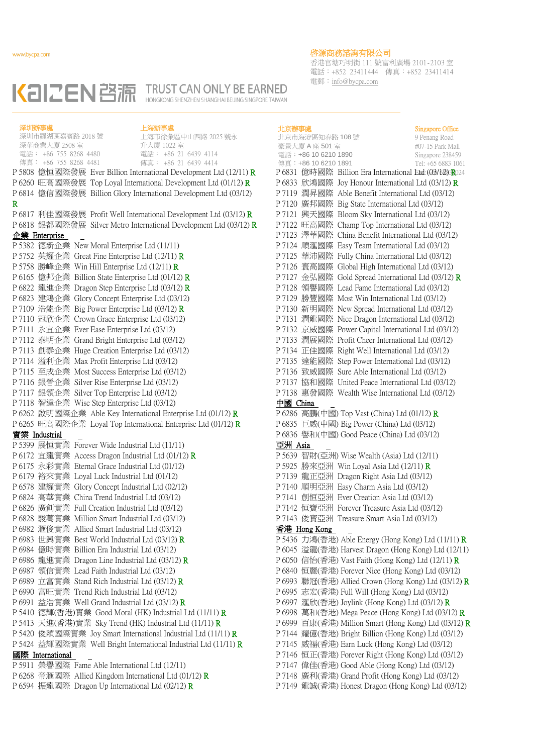www.bycpa.com

啓源商務諮詢有限公司
香港官塘巧明街 111 號富利廣場 2101-2103 室
電話：+852 23411444 傳真：+852 23411414
電郵：info@bycpa.com

KAIZEN 啓源 TRUST CAN ONLY BE EARNED
HONGKONG SHENZHEN SHANGHAI BEIJING SINGPORE TAIWAN

深圳辦事處
深圳市羅湖區嘉賓路 2018 號
深華商業大廈 2508 室
電話： +86 755 8268 4480
傳真： +86 755 8268 4481

上海辦事處
上海市徐彙區中山西路 2025 號永
升大廈 1022 室
電話： +86 21 6439 4114
傳真： +86 21 6439 4414

北京辦事處
北京市海淀區知春路 108 號
豪景大廈 A 座 501 室
電話：+86 10 6210 1890
傳真：+86 10 6210 1891

Singapore Office
9 Penang Road
#07-15 Park Mall
Singapore 238459
Tel: +65 6883 1061

P 5808 億恒國際發展 Ever Billion International Development Ltd (12/11) R
P 6260 旺高國際發展 Top Loyal International Development Ltd (01/12) R
P 6814 億信國際發展 Billion Glory International Development Ltd (03/12) R
P 6817 利佳國際發展 Profit Well International Development Ltd (03/12) R
P 6818 銀都國際發展 Silver Metro International Development Ltd (03/12) R

## 企業 Enterprise

P 5382 德新企業 New Moral Enterprise Ltd (11/11)
P 5752 英耀企業 Great Fine Enterprise Ltd (12/11) R
P 5758 勝峰企業 Win Hill Enterprise Ltd (12/11) R
P 6165 億邦企業 Billion State Enterprise Ltd (01/12) R
P 6822 龍進企業 Dragon Step Enterprise Ltd (03/12) R
P 6823 建鴻企業 Glory Concept Enterprise Ltd (03/12)
P 7109 浩能企業 Big Power Enterprise Ltd (03/12) R
P 7110 冠欣企業 Crown Grace Enterprise Ltd (03/12)
P 7111 永宜企業 Ever Ease Enterprise Ltd (03/12)
P 7112 泰明企業 Grand Bright Enterprise Ltd (03/12)
P 7113 創泰企業 Huge Creation Enterprise Ltd (03/12)
P 7114 溢利企業 Max Profit Enterprise Ltd (03/12)
P 7115 至成企業 Most Success Enterprise Ltd (03/12)
P 7116 銀晉企業 Silver Rise Enterprise Ltd (03/12)
P 7117 銀領企業 Silver Top Enterprise Ltd (03/12)
P 7118 智達企業 Wise Step Enterprise Ltd (03/12)
P 6262 啟明國際企業 Able Key International Enterprise Ltd (01/12) R
P 6265 旺高國際企業 Loyal Top International Enterprise Ltd (01/12) R

## 實業 Industrial

P 5399 展恒實業 Forever Wide Industrial Ltd (11/11)
P 6172 宜龍實業 Access Dragon Industrial Ltd (01/12) R
P 6175 永彩實業 Eternal Grace Industrial Ltd (01/12)
P 6179 裕來實業 Loyal Luck Industrial Ltd (01/12)
P 6578 建耀實業 Glory Concept Industrial Ltd (02/12)
P 6824 華高實業 China Trend Industrial Ltd (03/12)
P 6826 廣創實業 Full Creation Industrial Ltd (03/12)
P 6828 駿萬實業 Million Smart Industrial Ltd (03/12)
P 6982 滙俊實業 Allied Smart Industrial Ltd (03/12)
P 6983 世興實業 Best World Industrial Ltd (03/12) R
P 6984 億時實業 Billion Era Industrial Ltd (03/12)
P 6986 龍進實業 Dragon Line Industrial Ltd (03/12) R
P 6987 領信實業 Lead Faith Industrial Ltd (03/12)
P 6989 立富實業 Stand Rich Industrial Ltd (03/12) R
P 6990 富旺實業 Trend Rich Industrial Ltd (03/12)
P 6991 益浩實業 Well Grand Industrial Ltd (03/12) R
P 5410 德輝(香港)實業 Good Moral (HK) Industrial Ltd (11/11) R
P 5413 天進(香港)實業 Sky Trend (HK) Industrial Ltd (11/11) R
P 5420 俊穎國際實業 Joy Smart International Industrial Ltd (11/11) R
P 5424 益輝國際實業 Well Bright International Industrial Ltd (11/11) R

## 國際 International

P 5911 榮譽國際 Fame Able International Ltd (12/11)
P 6268 帝滙國際 Allied Kingdom International Ltd (01/12) R
P 6594 振龍國際 Dragon Up International Ltd (02/12) R
P 6831 億時國際 Billion Era International Ltd (03/12) R
P 6833 欣鴻國際 Joy Honour International Ltd (03/12) R
P 7119 潤昇國際 Able Benefit International Ltd (03/12)
P 7120 廣邦國際 Big State International Ltd (03/12)
P 7121 興天國際 Bloom Sky International Ltd (03/12)
P 7122 旺高國際 Champ Top International Ltd (03/12)
P 7123 澤華國際 China Benefit International Ltd (03/12)
P 7124 順滙國際 Easy Team International Ltd (03/12)
P 7125 華沛國際 Fully China International Ltd (03/12)
P 7126 寰高國際 Global High International Ltd (03/12)
P 7127 金弘國際 Gold Spread International Ltd (03/12) R
P 7128 領譽國際 Lead Fame International Ltd (03/12)
P 7129 勝豐國際 Most Win International Ltd (03/12)
P 7130 新明國際 New Spread International Ltd (03/12)
P 7131 潤龍國際 Nice Dragon International Ltd (03/12)
P 7132 京威國際 Power Capital International Ltd (03/12)
P 7133 潤展國際 Profit Cheer International Ltd (03/12)
P 7134 正佳國際 Right Well International Ltd (03/12)
P 7135 達能國際 Step Power International Ltd (03/12)
P 7136 致威國際 Sure Able International Ltd (03/12)
P 7137 協和國際 United Peace International Ltd (03/12)
P 7138 惠發國際 Wealth Wise International Ltd (03/12)

## 中國 China

P 6286 高鵬(中國) Top Vast (China) Ltd (01/12) R
P 6835 巨威(中國) Big Power (China) Ltd (03/12)
P 6836 譽和(中國) Good Peace (China) Ltd (03/12)

## 亞洲 Asia

P 5639 智財(亞洲) Wise Wealth (Asia) Ltd (12/11)
P 5925 勝來亞洲 Win Loyal Asia Ltd (12/11) R
P 7139 龍正亞洲 Dragon Right Asia Ltd (03/12)
P 7140 順明亞洲 Easy Charm Asia Ltd (03/12)
P 7141 創恒亞洲 Ever Creation Asia Ltd (03/12)
P 7142 恒寶亞洲 Forever Treasure Asia Ltd (03/12)
P 7143 俊寶亞洲 Treasure Smart Asia Ltd (03/12)

## 香港 Hong Kong

P 5436 力鴻(香港) Able Energy (Hong Kong) Ltd (11/11) R
P 6045 溢龍(香港) Harvest Dragon (Hong Kong) Ltd (12/11)
P 6050 信怡(香港) Vast Faith (Hong Kong) Ltd (12/11) R
P 6840 恒麗(香港) Forever Nice (Hong Kong) Ltd (03/12)
P 6993 聯冠(香港) Allied Crown (Hong Kong) Ltd (03/12) R
P 6995 志宏(香港) Full Will (Hong Kong) Ltd (03/12)
P 6997 滙欣(香港) Joylink (Hong Kong) Ltd (03/12) R
P 6998 萬和(香港) Mega Peace (Hong Kong) Ltd (03/12) R
P 6999 百康(香港) Million Smart (Hong Kong) Ltd (03/12) R
P 7144 耀億(香港) Bright Billion (Hong Kong) Ltd (03/12)
P 7145 威福(香港) Earn Luck (Hong Kong) Ltd (03/12)
P 7146 恒正(香港) Forever Right (Hong Kong) Ltd (03/12)
P 7147 偉佳(香港) Good Able (Hong Kong) Ltd (03/12)
P 7148 廣利(香港) Grand Profit (Hong Kong) Ltd (03/12)
P 7149 龍誠(香港) Honest Dragon (Hong Kong) Ltd (03/12)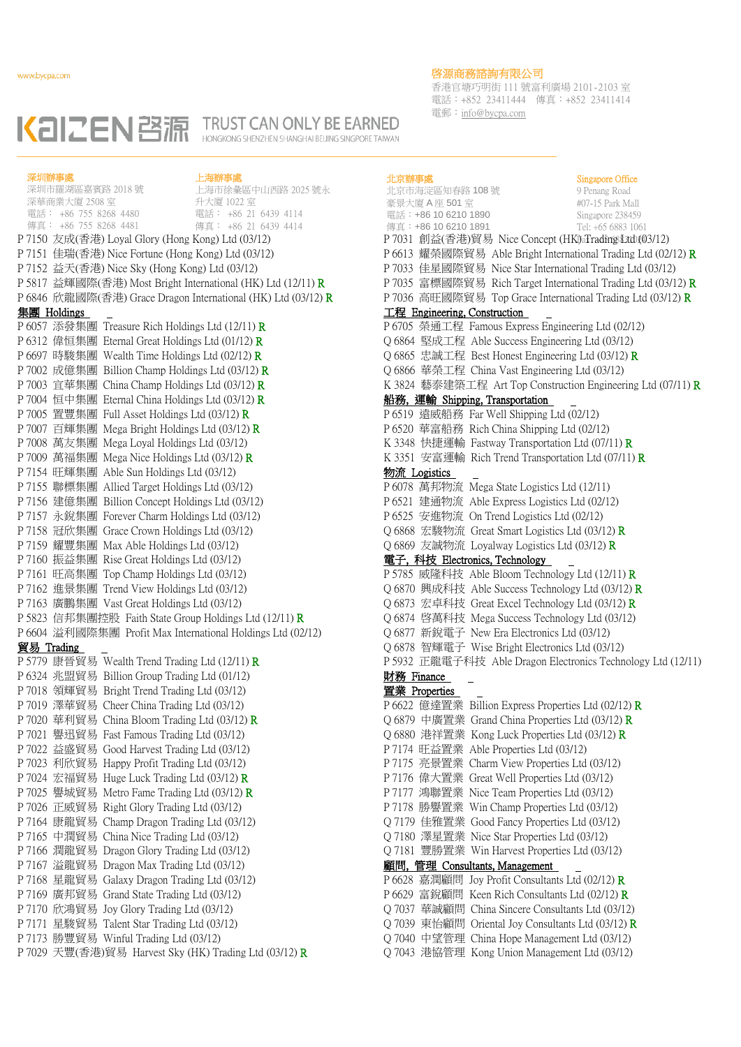www.bycpa.com

啓源商務諮詢有限公司
香港官塘巧明街 111 號富利廣場 2101-2103 室
電話：+852 23411444　傳真：+852 23411414
電郵：info@bycpa.com

KAIZEN 啓源 TRUST CAN ONLY BE EARNED
HONGKONG SHENZHEN SHANGHAI BEIJING SINGPORE TAIWAN

深圳辦事處
深圳市羅湖區嘉賓路 2018 號
深華商業大廈 2508 室
電話：+86 755 8268 4480
傳真：+86 755 8268 4481

上海辦事處
上海市徐彙區中山西路 2025 號永
升大廈 1022 室
電話：+86 21 6439 4114
傳真：+86 21 6439 4434

北京辦事處
北京市海淀區知春路 108 號
豪景大廈 A 座 501 室
電話：+86 10 6210 1890
傳真：+86 10 6210 1891

Singapore Office
9 Penang Road
#07-15 Park Mall
Singapore 238459
Tel: +65 6883 1061

P 7150 友成(香港) Loyal Glory (Hong Kong) Ltd (03/12)
P 7151 佳瑞(香港) Nice Fortune (Hong Kong) Ltd (03/12)
P 7152 益天(香港) Nice Sky (Hong Kong) Ltd (03/12)
P 5817 益輝國際(香港) Most Bright International (HK) Ltd (12/11) R
P 6846 欣龍國際(香港) Grace Dragon International (HK) Ltd (03/12) R

**集團 Holdings**

P 6057 添發集團 Treasure Rich Holdings Ltd (12/11) R
P 6312 偉恒集團 Eternal Great Holdings Ltd (01/12) R
P 6697 時駿集團 Wealth Time Holdings Ltd (02/12) R
P 7002 成億集團 Billion Champ Holdings Ltd (03/12) R
P 7003 宜華集團 China Champ Holdings Ltd (03/12) R
P 7004 恒中集團 Eternal China Holdings Ltd (03/12) R
P 7005 置豐集團 Full Asset Holdings Ltd (03/12) R
P 7007 百輝集團 Mega Bright Holdings Ltd (03/12) R
P 7008 萬友集團 Mega Loyal Holdings Ltd (03/12)
P 7009 萬福集團 Mega Nice Holdings Ltd (03/12) R
P 7154 旺輝集團 Able Sun Holdings Ltd (03/12)
P 7155 聯標集團 Allied Target Holdings Ltd (03/12)
P 7156 建億集團 Billion Concept Holdings Ltd (03/12)
P 7157 永銳集團 Forever Charm Holdings Ltd (03/12)
P 7158 冠欣集團 Grace Crown Holdings Ltd (03/12)
P 7159 耀豐集團 Max Able Holdings Ltd (03/12)
P 7160 振益集團 Rise Great Holdings Ltd (03/12)
P 7161 旺高集團 Top Champ Holdings Ltd (03/12)
P 7162 進景集團 Trend View Holdings Ltd (03/12)
P 7163 廣鵬集團 Vast Great Holdings Ltd (03/12)
P 5823 信邦集團控股 Faith State Group Holdings Ltd (12/11) R
P 6604 溢利國際集團 Profit Max International Holdings Ltd (02/12)

**貿易 Trading**

P 5779 康晉貿易 Wealth Trend Trading Ltd (12/11) R
P 6324 兆盟貿易 Billion Group Trading Ltd (01/12)
P 7018 領輝貿易 Bright Trend Trading Ltd (03/12)
P 7019 澤華貿易 Cheer China Trading Ltd (03/12)
P 7020 華利貿易 China Bloom Trading Ltd (03/12) R
P 7021 譽迅貿易 Fast Famous Trading Ltd (03/12)
P 7022 益盛貿易 Good Harvest Trading Ltd (03/12)
P 7023 利欣貿易 Happy Profit Trading Ltd (03/12)
P 7024 宏福貿易 Huge Luck Trading Ltd (03/12) R
P 7025 譽城貿易 Metro Fame Trading Ltd (03/12) R
P 7026 正威貿易 Right Glory Trading Ltd (03/12)
P 7164 康龍貿易 Champ Dragon Trading Ltd (03/12)
P 7165 中潤貿易 China Nice Trading Ltd (03/12)
P 7166 潤龍貿易 Dragon Glory Trading Ltd (03/12)
P 7167 溢龍貿易 Dragon Max Trading Ltd (03/12)
P 7168 星龍貿易 Galaxy Dragon Trading Ltd (03/12)
P 7169 廣邦貿易 Grand State Trading Ltd (03/12)
P 7170 欣鴻貿易 Joy Glory Trading Ltd (03/12)
P 7171 星駿貿易 Talent Star Trading Ltd (03/12)
P 7173 勝豐貿易 Winful Trading Ltd (03/12)
P 7029 天豐(香港)貿易 Harvest Sky (HK) Trading Ltd (03/12) R

P 7031 創益(香港)貿易 Nice Concept (HK) Trading Ltd (03/12)
P 6613 耀榮國際貿易 Able Bright International Trading Ltd (02/12) R
P 7033 佳星國際貿易 Nice Star International Trading Ltd (03/12)
P 7035 富標國際貿易 Rich Target International Trading Ltd (03/12) R
P 7036 高旺國際貿易 Top Grace International Trading Ltd (03/12) R

**工程 Engineering, Construction**

P 6705 榮通工程 Famous Express Engineering Ltd (02/12)
Q 6864 堅成工程 Able Success Engineering Ltd (03/12)
Q 6865 忠誠工程 Best Honest Engineering Ltd (03/12) R
Q 6866 華榮工程 China Vast Engineering Ltd (03/12)
K 3824 藝泰建築工程 Art Top Construction Engineering Ltd (07/11) R

**船務, 運輸 Shipping, Transportation**

P 6519 遠威船務 Far Well Shipping Ltd (02/12)
P 6520 華富船務 Rich China Shipping Ltd (02/12)
K 3348 快捷運輸 Fastway Transportation Ltd (07/11) R
K 3351 安富運輸 Rich Trend Transportation Ltd (07/11) R

**物流 Logistics**

P 6078 萬邦物流 Mega State Logistics Ltd (12/11)
P 6521 建通物流 Able Express Logistics Ltd (02/12)
P 6525 安進物流 On Trend Logistics Ltd (02/12)
Q 6868 宏駿物流 Great Smart Logistics Ltd (03/12) R
Q 6869 友誠物流 Loyalway Logistics Ltd (03/12) R

**電子, 科技 Electronics, Technology**

P 5785 威隆科技 Able Bloom Technology Ltd (12/11) R
Q 6870 興成科技 Able Success Technology Ltd (03/12) R
Q 6873 宏卓科技 Great Excel Technology Ltd (03/12) R
Q 6874 啓萬科技 Mega Success Technology Ltd (03/12)
Q 6877 新銳電子 New Era Electronics Ltd (03/12)
Q 6878 智輝電子 Wise Bright Electronics Ltd (03/12)
P 5932 正龍電子科技 Able Dragon Electronics Technology Ltd (12/11)

**財務 Finance**

**置業 Properties**

P 6622 億達置業 Billion Express Properties Ltd (02/12) R
Q 6879 中廣置業 Grand China Properties Ltd (03/12) R
Q 6880 港祥置業 Kong Luck Properties Ltd (03/12) R
P 7174 旺益置業 Able Properties Ltd (03/12)
P 7175 亮景置業 Charm View Properties Ltd (03/12)
P 7176 偉大置業 Great Well Properties Ltd (03/12)
P 7177 鴻聯置業 Nice Team Properties Ltd (03/12)
P 7178 勝譽置業 Win Champ Properties Ltd (03/12)
Q 7179 佳雅置業 Good Fancy Properties Ltd (03/12)
Q 7180 澤星置業 Nice Star Properties Ltd (03/12)
Q 7181 豐勝置業 Win Harvest Properties Ltd (03/12)

**顧問, 管理 Consultants, Management**

P 6628 嘉潤顧問 Joy Profit Consultants Ltd (02/12) R
P 6629 富銳顧問 Keen Rich Consultants Ltd (02/12) R
Q 7037 華誠顧問 China Sincere Consultants Ltd (03/12)
Q 7039 東怡顧問 Oriental Joy Consultants Ltd (03/12) R
Q 7040 中望管理 China Hope Management Ltd (03/12)
Q 7043 港協管理 Kong Union Management Ltd (03/12)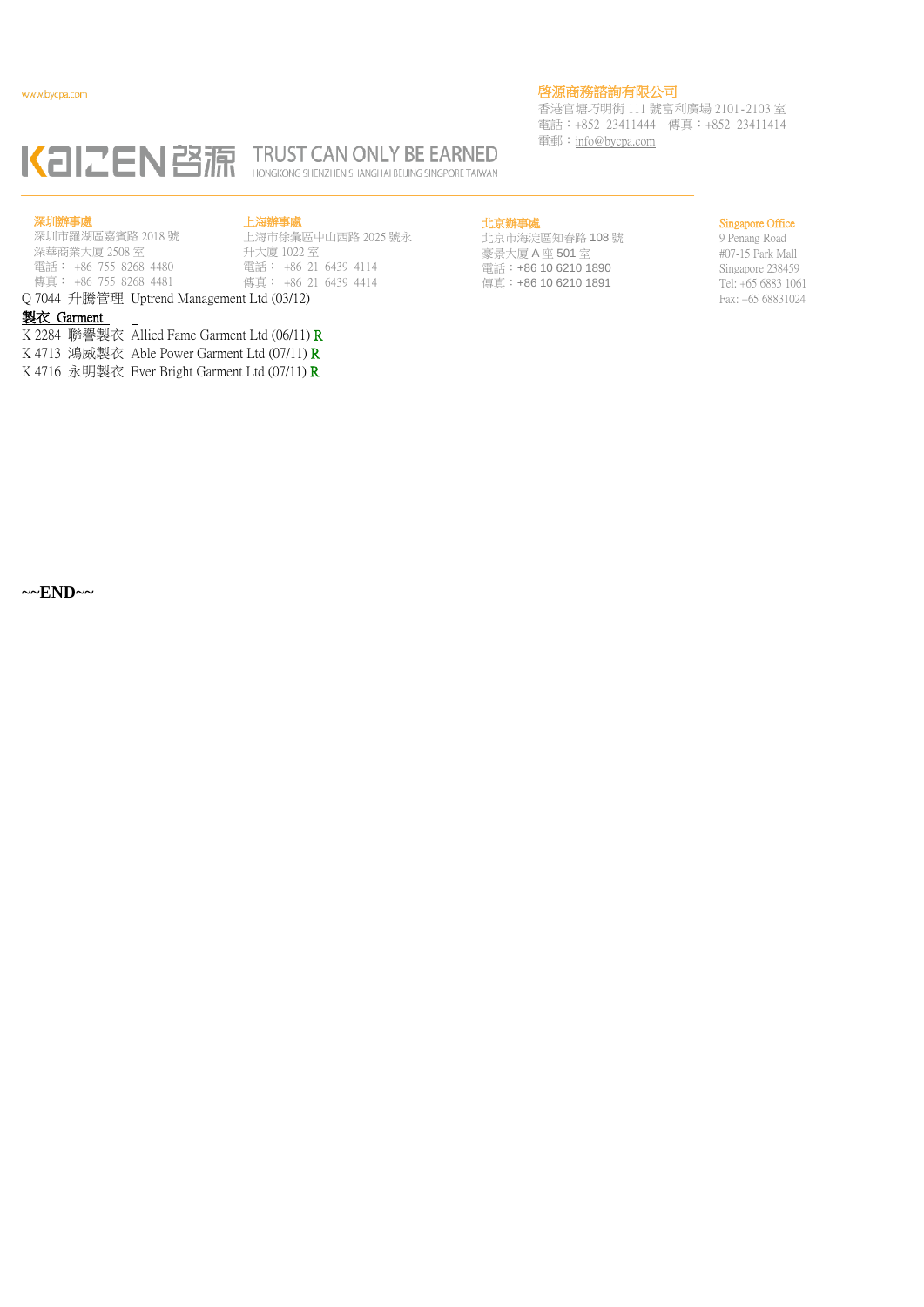Q 7044 升騰管理 Uptrend Management Ltd (03/12)

**製衣 Garment**

K 2284 聯譽製衣 Allied Fame Garment Ltd (06/11) R

K 4713 鴻威製衣 Able Power Garment Ltd (07/11) R

K 4716 永明製衣 Ever Bright Garment Ltd (07/11) R

**~~END~~**